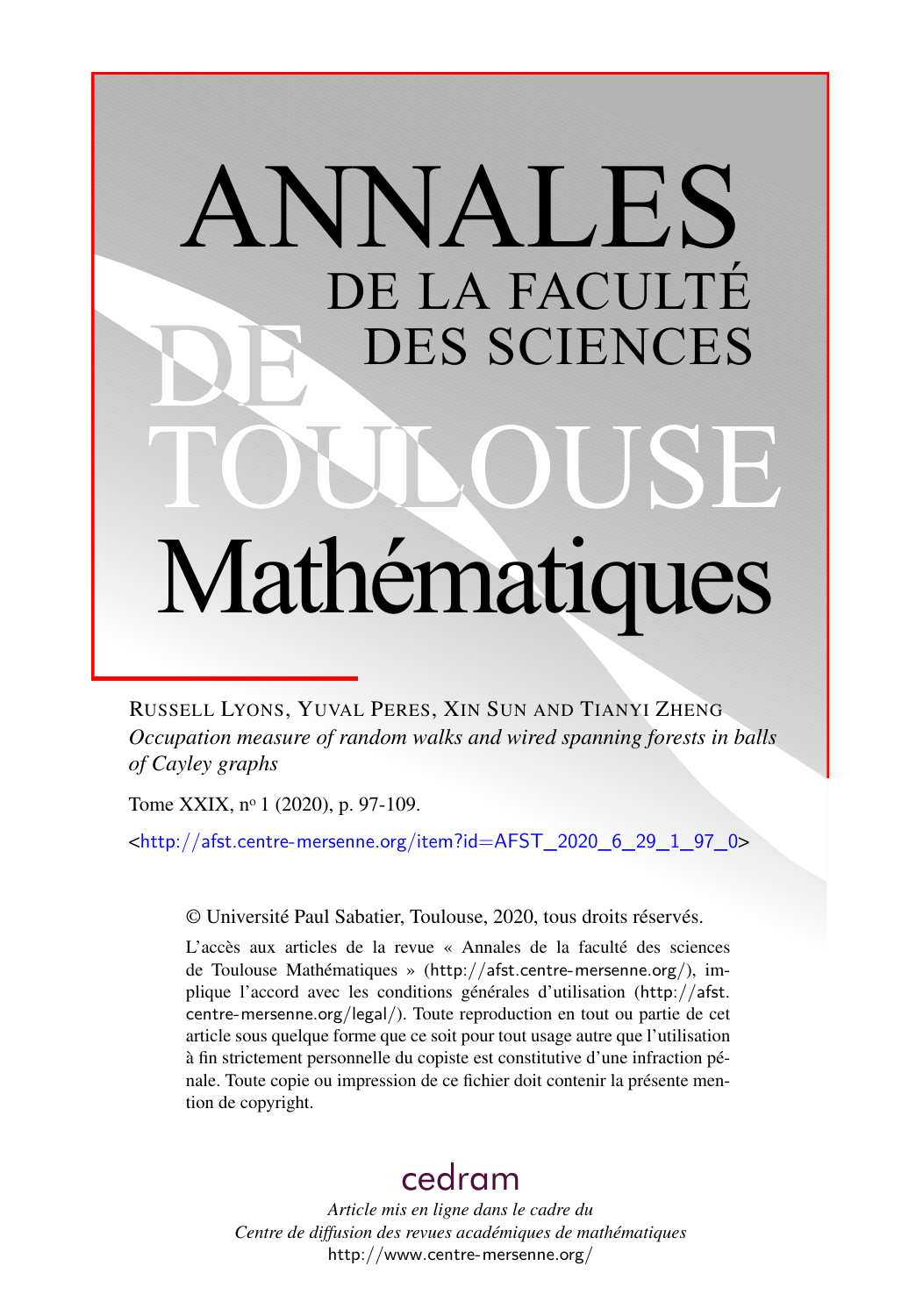# ANNALES DE LA FACULTÉ DES SCIENCES DE TOULOUSE Mathématiques

RUSSELL LYONS, YUVAL PERES, XIN SUN AND TIANYI ZHENG

*Occupation measure of random walks and wired spanning forests in balls of Cayley graphs*

Tome XXIX, nº 1 (2020), p. 97-109.

<http://afst.centre-mersenne.org/item?id=AFST_2020_6_29_1_97_0>

© Université Paul Sabatier, Toulouse, 2020, tous droits réservés.

L'accès aux articles de la revue « Annales de la faculté des sciences de Toulouse Mathématiques » (http://afst.centre-mersenne.org/), implique l'accord avec les conditions générales d'utilisation (http://afst.centre-mersenne.org/legal/). Toute reproduction en tout ou partie de cet article sous quelque forme que ce soit pour tout usage autre que l'utilisation à fin strictement personnelle du copiste est constitutive d'une infraction pénale. Toute copie ou impression de ce fichier doit contenir la présente mention de copyright.

cedram

*Article mis en ligne dans le cadre du Centre de diffusion des revues académiques de mathématiques*
http://www.centre-mersenne.org/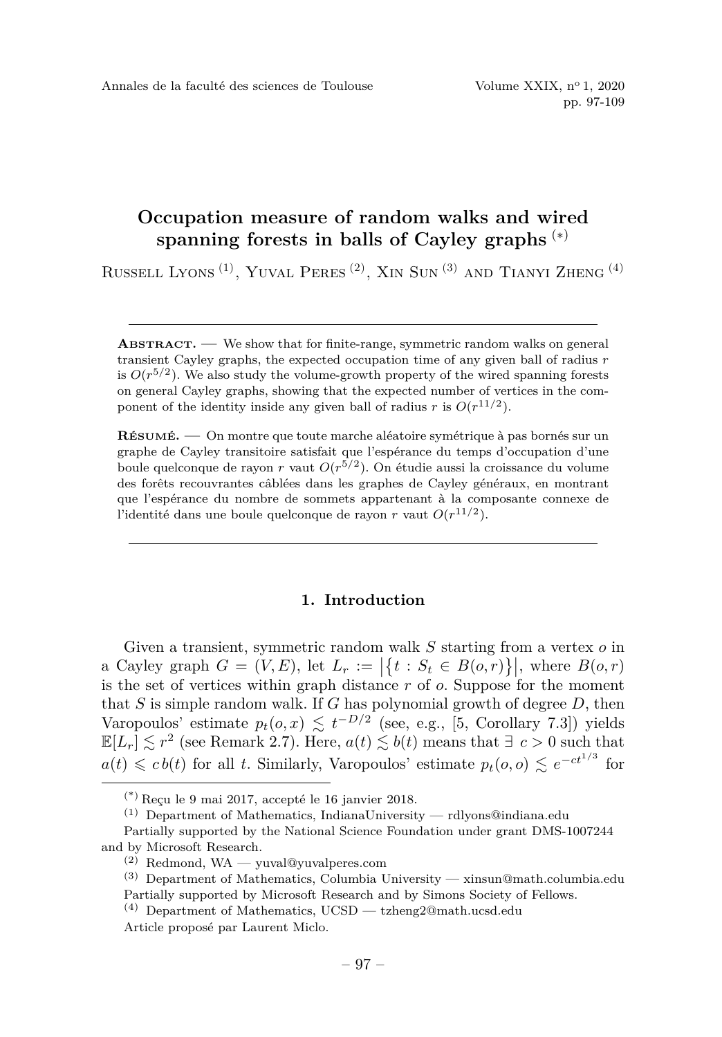# Occupation measure of random walks and wired spanning forests in balls of Cayley graphs (*)

Russell Lyons (1), Yuval Peres (2), Xin Sun (3) and Tianyi Zheng (4)

---

**Abstract.** — We show that for finite-range, symmetric random walks on general transient Cayley graphs, the expected occupation time of any given ball of radius $r$ is $O(r^{5/2})$. We also study the volume-growth property of the wired spanning forests on general Cayley graphs, showing that the expected number of vertices in the component of the identity inside any given ball of radius $r$ is $O(r^{11/2})$.

**Résumé.** — On montre que toute marche aléatoire symétrique à pas bornés sur un graphe de Cayley transitoire satisfait que l'espérance du temps d'occupation d'une boule quelconque de rayon $r$ vaut $O(r^{5/2})$. On étudie aussi la croissance du volume des forêts recouvrantes câblées dans les graphes de Cayley généraux, en montrant que l'espérance du nombre de sommets appartenant à la composante connexe de l'identité dans une boule quelconque de rayon $r$ vaut $O(r^{11/2})$.

---

## 1. Introduction

Given a transient, symmetric random walk $S$ starting from a vertex $o$ in a Cayley graph $G = (V, E)$, let $L_r := \left|\{t : S_t \in B(o, r)\}\right|$, where $B(o, r)$ is the set of vertices within graph distance $r$ of $o$. Suppose for the moment that $S$ is simple random walk. If $G$ has polynomial growth of degree $D$, then Varopoulos' estimate $p_t(o, x) \lesssim t^{-D/2}$ (see, e.g., [5, Corollary 7.3]) yields $\mathbb{E}[L_r] \lesssim r^2$ (see Remark 2.7). Here, $a(t) \lesssim b(t)$ means that $\exists\ c > 0$ such that $a(t) \leqslant c\, b(t)$ for all $t$. Similarly, Varopoulos' estimate $p_t(o, o) \lesssim e^{-ct^{1/3}}$ for

(*) Reçu le 9 mai 2017, accepté le 16 janvier 2018.

(1) Department of Mathematics, IndianaUniversity — rdlyons@indiana.edu

Partially supported by the National Science Foundation under grant DMS-1007244 and by Microsoft Research.

(2) Redmond, WA — yuval@yuvalperes.com

(3) Department of Mathematics, Columbia University — xinsun@math.columbia.edu

Partially supported by Microsoft Research and by Simons Society of Fellows.

(4) Department of Mathematics, UCSD — tzheng2@math.ucsd.edu

Article proposé par Laurent Miclo.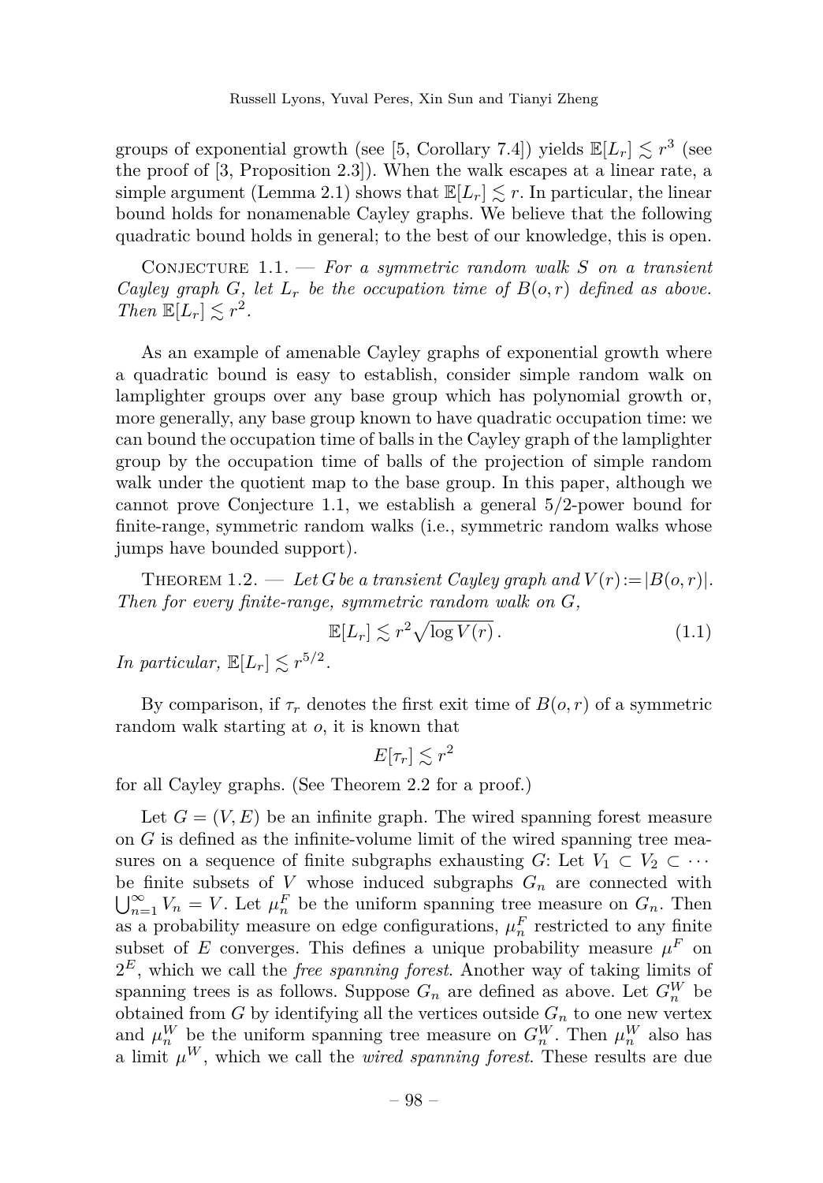groups of exponential growth (see [5, Corollary 7.4]) yields $\mathbb{E}[L_r] \lesssim r^3$ (see the proof of [3, Proposition 2.3]). When the walk escapes at a linear rate, a simple argument (Lemma 2.1) shows that $\mathbb{E}[L_r] \lesssim r$. In particular, the linear bound holds for nonamenable Cayley graphs. We believe that the following quadratic bound holds in general; to the best of our knowledge, this is open.

Conjecture 1.1. — *For a symmetric random walk $S$ on a transient Cayley graph $G$, let $L_r$ be the occupation time of $B(o,r)$ defined as above. Then $\mathbb{E}[L_r] \lesssim r^2$.*

As an example of amenable Cayley graphs of exponential growth where a quadratic bound is easy to establish, consider simple random walk on lamplighter groups over any base group which has polynomial growth or, more generally, any base group known to have quadratic occupation time: we can bound the occupation time of balls in the Cayley graph of the lamplighter group by the occupation time of balls of the projection of simple random walk under the quotient map to the base group. In this paper, although we cannot prove Conjecture 1.1, we establish a general 5/2-power bound for finite-range, symmetric random walks (i.e., symmetric random walks whose jumps have bounded support).

Theorem 1.2. — *Let $G$ be a transient Cayley graph and $V(r) := |B(o,r)|$. Then for every finite-range, symmetric random walk on $G$,*

$$\mathbb{E}[L_r] \lesssim r^2 \sqrt{\log V(r)}\,. \tag{1.1}$$

*In particular, $\mathbb{E}[L_r] \lesssim r^{5/2}$.*

By comparison, if $\tau_r$ denotes the first exit time of $B(o,r)$ of a symmetric random walk starting at $o$, it is known that

$$E[\tau_r] \lesssim r^2$$

for all Cayley graphs. (See Theorem 2.2 for a proof.)

Let $G = (V,E)$ be an infinite graph. The wired spanning forest measure on $G$ is defined as the infinite-volume limit of the wired spanning tree measures on a sequence of finite subgraphs exhausting $G$: Let $V_1 \subset V_2 \subset \cdots$ be finite subsets of $V$ whose induced subgraphs $G_n$ are connected with $\bigcup_{n=1}^{\infty} V_n = V$. Let $\mu_n^F$ be the uniform spanning tree measure on $G_n$. Then as a probability measure on edge configurations, $\mu_n^F$ restricted to any finite subset of $E$ converges. This defines a unique probability measure $\mu^F$ on $2^E$, which we call the *free spanning forest*. Another way of taking limits of spanning trees is as follows. Suppose $G_n$ are defined as above. Let $G_n^W$ be obtained from $G$ by identifying all the vertices outside $G_n$ to one new vertex and $\mu_n^W$ be the uniform spanning tree measure on $G_n^W$. Then $\mu_n^W$ also has a limit $\mu^W$, which we call the *wired spanning forest*. These results are due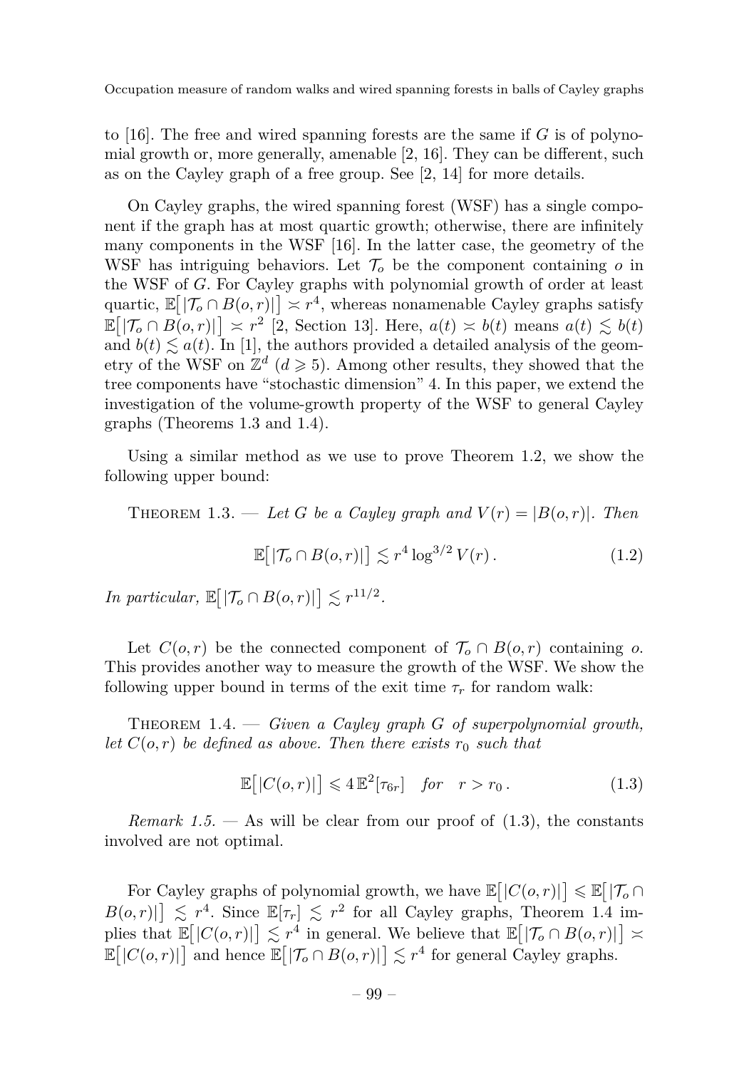to [16]. The free and wired spanning forests are the same if $G$ is of polynomial growth or, more generally, amenable [2, 16]. They can be different, such as on the Cayley graph of a free group. See [2, 14] for more details.

On Cayley graphs, the wired spanning forest (WSF) has a single component if the graph has at most quartic growth; otherwise, there are infinitely many components in the WSF [16]. In the latter case, the geometry of the WSF has intriguing behaviors. Let $\mathcal{T}_o$ be the component containing $o$ in the WSF of $G$. For Cayley graphs with polynomial growth of order at least quartic, $\mathbb{E}\big[|\mathcal{T}_o \cap B(o,r)|\big] \asymp r^4$, whereas nonamenable Cayley graphs satisfy $\mathbb{E}\big[|\mathcal{T}_o \cap B(o,r)|\big] \asymp r^2$ [2, Section 13]. Here, $a(t) \asymp b(t)$ means $a(t) \lesssim b(t)$ and $b(t) \lesssim a(t)$. In [1], the authors provided a detailed analysis of the geometry of the WSF on $\mathbb{Z}^d$ ($d \geqslant 5$). Among other results, they showed that the tree components have "stochastic dimension" 4. In this paper, we extend the investigation of the volume-growth property of the WSF to general Cayley graphs (Theorems 1.3 and 1.4).

Using a similar method as we use to prove Theorem 1.2, we show the following upper bound:

Theorem 1.3. — *Let $G$ be a Cayley graph and $V(r) = |B(o,r)|$. Then*

$$\mathbb{E}\big[|\mathcal{T}_o \cap B(o,r)|\big] \lesssim r^4 \log^{3/2} V(r)\,. \tag{1.2}$$

*In particular, $\mathbb{E}\big[|\mathcal{T}_o \cap B(o,r)|\big] \lesssim r^{11/2}$.*

Let $C(o,r)$ be the connected component of $\mathcal{T}_o \cap B(o,r)$ containing $o$. This provides another way to measure the growth of the WSF. We show the following upper bound in terms of the exit time $\tau_r$ for random walk:

Theorem 1.4. — *Given a Cayley graph $G$ of superpolynomial growth, let $C(o,r)$ be defined as above. Then there exists $r_0$ such that*

$$\mathbb{E}\big[|C(o,r)|\big] \leqslant 4\,\mathbb{E}^2[\tau_{6r}] \quad \text{for} \quad r > r_0\,. \tag{1.3}$$

*Remark 1.5.* — As will be clear from our proof of (1.3), the constants involved are not optimal.

For Cayley graphs of polynomial growth, we have $\mathbb{E}\big[|C(o,r)|\big] \leqslant \mathbb{E}\big[|\mathcal{T}_o \cap B(o,r)|\big] \lesssim r^4$. Since $\mathbb{E}[\tau_r] \lesssim r^2$ for all Cayley graphs, Theorem 1.4 implies that $\mathbb{E}\big[|C(o,r)|\big] \lesssim r^4$ in general. We believe that $\mathbb{E}\big[|\mathcal{T}_o \cap B(o,r)|\big] \asymp \mathbb{E}\big[|C(o,r)|\big]$ and hence $\mathbb{E}\big[|\mathcal{T}_o \cap B(o,r)|\big] \lesssim r^4$ for general Cayley graphs.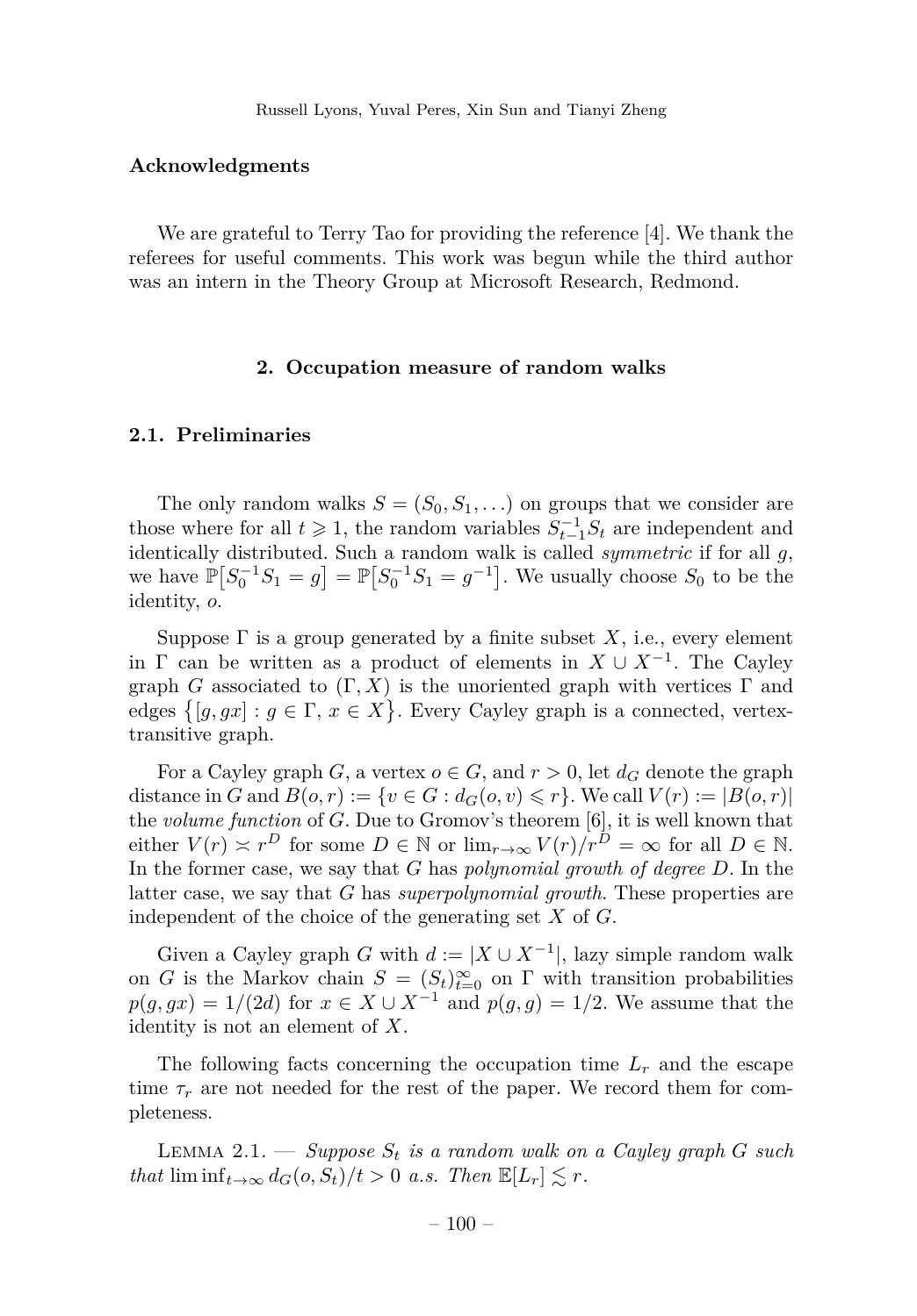## Acknowledgments

We are grateful to Terry Tao for providing the reference [4]. We thank the referees for useful comments. This work was begun while the third author was an intern in the Theory Group at Microsoft Research, Redmond.

## 2. Occupation measure of random walks

### 2.1. Preliminaries

The only random walks $S = (S_0, S_1, \ldots)$ on groups that we consider are those where for all $t \geqslant 1$, the random variables $S_{t-1}^{-1} S_t$ are independent and identically distributed. Such a random walk is called *symmetric* if for all $g$, we have $\mathbb{P}\big[S_0^{-1} S_1 = g\big] = \mathbb{P}\big[S_0^{-1} S_1 = g^{-1}\big]$. We usually choose $S_0$ to be the identity, $o$.

Suppose $\Gamma$ is a group generated by a finite subset $X$, i.e., every element in $\Gamma$ can be written as a product of elements in $X \cup X^{-1}$. The Cayley graph $G$ associated to $(\Gamma, X)$ is the unoriented graph with vertices $\Gamma$ and edges $\big\{[g, gx] : g \in \Gamma,\, x \in X\big\}$. Every Cayley graph is a connected, vertex-transitive graph.

For a Cayley graph $G$, a vertex $o \in G$, and $r > 0$, let $d_G$ denote the graph distance in $G$ and $B(o, r) := \{v \in G : d_G(o, v) \leqslant r\}$. We call $V(r) := |B(o, r)|$ the *volume function* of $G$. Due to Gromov's theorem [6], it is well known that either $V(r) \asymp r^D$ for some $D \in \mathbb{N}$ or $\lim_{r \to \infty} V(r)/r^D = \infty$ for all $D \in \mathbb{N}$. In the former case, we say that $G$ has *polynomial growth of degree* $D$. In the latter case, we say that $G$ has *superpolynomial growth*. These properties are independent of the choice of the generating set $X$ of $G$.

Given a Cayley graph $G$ with $d := |X \cup X^{-1}|$, lazy simple random walk on $G$ is the Markov chain $S = (S_t)_{t=0}^{\infty}$ on $\Gamma$ with transition probabilities $p(g, gx) = 1/(2d)$ for $x \in X \cup X^{-1}$ and $p(g, g) = 1/2$. We assume that the identity is not an element of $X$.

The following facts concerning the occupation time $L_r$ and the escape time $\tau_r$ are not needed for the rest of the paper. We record them for completeness.

Lemma 2.1. — *Suppose $S_t$ is a random walk on a Cayley graph $G$ such that $\liminf_{t \to \infty} d_G(o, S_t)/t > 0$ a.s. Then $\mathbb{E}[L_r] \lesssim r$.*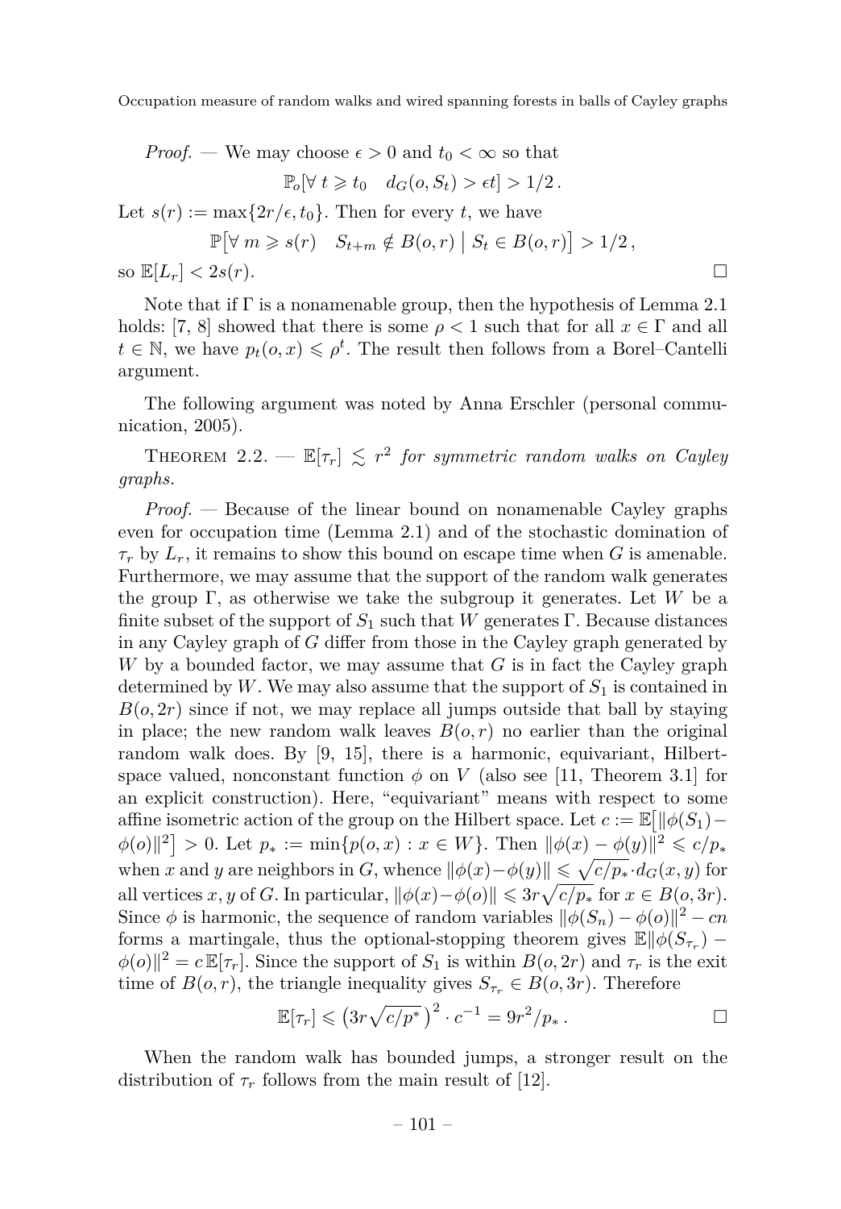*Proof.* — We may choose $\epsilon > 0$ and $t_0 < \infty$ so that

$$\mathbb{P}_o[\forall\ t \geqslant t_0 \quad d_G(o, S_t) > \epsilon t] > 1/2\,.$$

Let $s(r) := \max\{2r/\epsilon, t_0\}$. Then for every $t$, we have

$$\mathbb{P}\big[\forall\ m \geqslant s(r) \quad S_{t+m} \notin B(o,r) \bigm| S_t \in B(o,r)\big] > 1/2\,,$$

so $\mathbb{E}[L_r] < 2s(r)$. □

Note that if $\Gamma$ is a nonamenable group, then the hypothesis of Lemma 2.1 holds: [7, 8] showed that there is some $\rho < 1$ such that for all $x \in \Gamma$ and all $t \in \mathbb{N}$, we have $p_t(o,x) \leqslant \rho^t$. The result then follows from a Borel–Cantelli argument.

The following argument was noted by Anna Erschler (personal communication, 2005).

THEOREM 2.2. — *$\mathbb{E}[\tau_r] \lesssim r^2$ for symmetric random walks on Cayley graphs.*

*Proof.* — Because of the linear bound on nonamenable Cayley graphs even for occupation time (Lemma 2.1) and of the stochastic domination of $\tau_r$ by $L_r$, it remains to show this bound on escape time when $G$ is amenable. Furthermore, we may assume that the support of the random walk generates the group $\Gamma$, as otherwise we take the subgroup it generates. Let $W$ be a finite subset of the support of $S_1$ such that $W$ generates $\Gamma$. Because distances in any Cayley graph of $G$ differ from those in the Cayley graph generated by $W$ by a bounded factor, we may assume that $G$ is in fact the Cayley graph determined by $W$. We may also assume that the support of $S_1$ is contained in $B(o, 2r)$ since if not, we may replace all jumps outside that ball by staying in place; the new random walk leaves $B(o,r)$ no earlier than the original random walk does. By [9, 15], there is a harmonic, equivariant, Hilbert-space valued, nonconstant function $\phi$ on $V$ (also see [11, Theorem 3.1] for an explicit construction). Here, "equivariant" means with respect to some affine isometric action of the group on the Hilbert space. Let $c := \mathbb{E}\big[\|\phi(S_1) - \phi(o)\|^2\big] > 0$. Let $p_* := \min\{p(o,x) : x \in W\}$. Then $\|\phi(x) - \phi(y)\|^2 \leqslant c/p_*$ when $x$ and $y$ are neighbors in $G$, whence $\|\phi(x) - \phi(y)\| \leqslant \sqrt{c/p_*} \cdot d_G(x,y)$ for all vertices $x, y$ of $G$. In particular, $\|\phi(x) - \phi(o)\| \leqslant 3r\sqrt{c/p_*}$ for $x \in B(o, 3r)$. Since $\phi$ is harmonic, the sequence of random variables $\|\phi(S_n) - \phi(o)\|^2 - cn$ forms a martingale, thus the optional-stopping theorem gives $\mathbb{E}\|\phi(S_{\tau_r}) - \phi(o)\|^2 = c\,\mathbb{E}[\tau_r]$. Since the support of $S_1$ is within $B(o, 2r)$ and $\tau_r$ is the exit time of $B(o,r)$, the triangle inequality gives $S_{\tau_r} \in B(o, 3r)$. Therefore

$$\mathbb{E}[\tau_r] \leqslant \big(3r\sqrt{c/p^*}\big)^2 \cdot c^{-1} = 9r^2/p_*\,.$$

□

When the random walk has bounded jumps, a stronger result on the distribution of $\tau_r$ follows from the main result of [12].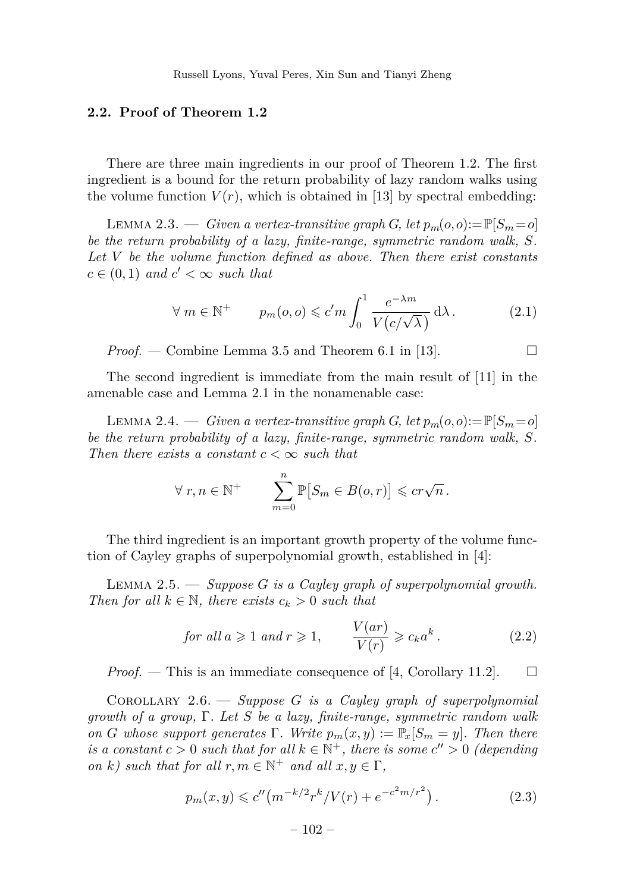### 2.2. Proof of Theorem 1.2

There are three main ingredients in our proof of Theorem 1.2. The first ingredient is a bound for the return probability of lazy random walks using the volume function $V(r)$, which is obtained in [13] by spectral embedding:

Lemma 2.3. — *Given a vertex-transitive graph $G$, let $p_m(o,o) := \mathbb{P}[S_m = o]$ be the return probability of a lazy, finite-range, symmetric random walk, $S$. Let $V$ be the volume function defined as above. Then there exist constants $c \in (0,1)$ and $c' < \infty$ such that*

$$\forall\, m \in \mathbb{N}^+ \qquad p_m(o,o) \leqslant c' m \int_0^1 \frac{e^{-\lambda m}}{V\big(c/\sqrt{\lambda}\big)}\, \mathrm{d}\lambda\,. \tag{2.1}$$

*Proof.* — Combine Lemma 3.5 and Theorem 6.1 in [13]. □

The second ingredient is immediate from the main result of [11] in the amenable case and Lemma 2.1 in the nonamenable case:

Lemma 2.4. — *Given a vertex-transitive graph $G$, let $p_m(o,o) := \mathbb{P}[S_m = o]$ be the return probability of a lazy, finite-range, symmetric random walk, $S$. Then there exists a constant $c < \infty$ such that*

$$\forall\, r, n \in \mathbb{N}^+ \qquad \sum_{m=0}^{n} \mathbb{P}\big[S_m \in B(o,r)\big] \leqslant c r \sqrt{n}\,.$$

The third ingredient is an important growth property of the volume function of Cayley graphs of superpolynomial growth, established in [4]:

Lemma 2.5. — *Suppose $G$ is a Cayley graph of superpolynomial growth. Then for all $k \in \mathbb{N}$, there exists $c_k > 0$ such that*

$$\text{for all } a \geqslant 1 \text{ and } r \geqslant 1, \qquad \frac{V(ar)}{V(r)} \geqslant c_k a^k\,. \tag{2.2}$$

*Proof.* — This is an immediate consequence of [4, Corollary 11.2]. □

Corollary 2.6. — *Suppose $G$ is a Cayley graph of superpolynomial growth of a group, $\Gamma$. Let $S$ be a lazy, finite-range, symmetric random walk on $G$ whose support generates $\Gamma$. Write $p_m(x,y) := \mathbb{P}_x[S_m = y]$. Then there is a constant $c > 0$ such that for all $k \in \mathbb{N}^+$, there is some $c'' > 0$ (depending on $k$) such that for all $r, m \in \mathbb{N}^+$ and all $x, y \in \Gamma$,*

$$p_m(x,y) \leqslant c''\big(m^{-k/2} r^k / V(r) + e^{-c^2 m / r^2}\big)\,. \tag{2.3}$$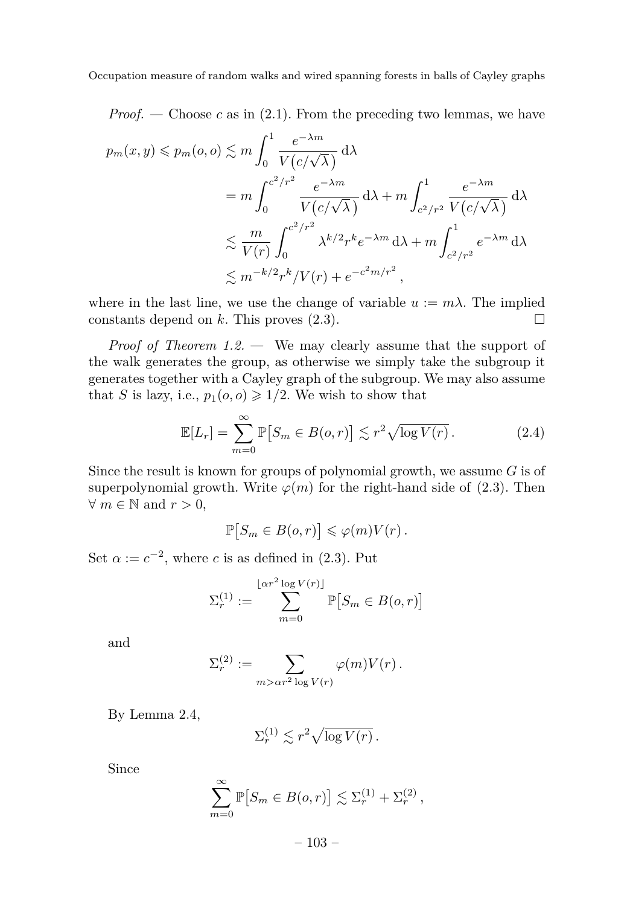*Proof.* — Choose $c$ as in (2.1). From the preceding two lemmas, we have

$$
\begin{aligned}
p_m(x,y) \leqslant p_m(o,o) &\lesssim m \int_0^1 \frac{e^{-\lambda m}}{V\big(c/\sqrt{\lambda}\big)}\,\mathrm{d}\lambda \\
&= m \int_0^{c^2/r^2} \frac{e^{-\lambda m}}{V\big(c/\sqrt{\lambda}\big)}\,\mathrm{d}\lambda + m \int_{c^2/r^2}^1 \frac{e^{-\lambda m}}{V\big(c/\sqrt{\lambda}\big)}\,\mathrm{d}\lambda \\
&\lesssim \frac{m}{V(r)} \int_0^{c^2/r^2} \lambda^{k/2} r^k e^{-\lambda m}\,\mathrm{d}\lambda + m \int_{c^2/r^2}^1 e^{-\lambda m}\,\mathrm{d}\lambda \\
&\lesssim m^{-k/2} r^k / V(r) + e^{-c^2 m/r^2},
\end{aligned}
$$

where in the last line, we use the change of variable $u := m\lambda$. The implied constants depend on $k$. This proves (2.3). $\square$

*Proof of Theorem 1.2.* — We may clearly assume that the support of the walk generates the group, as otherwise we simply take the subgroup it generates together with a Cayley graph of the subgroup. We may also assume that $S$ is lazy, i.e., $p_1(o,o) \geqslant 1/2$. We wish to show that

$$
\mathbb{E}[L_r] = \sum_{m=0}^{\infty} \mathbb{P}\big[S_m \in B(o,r)\big] \lesssim r^2 \sqrt{\log V(r)}\,. \tag{2.4}
$$

Since the result is known for groups of polynomial growth, we assume $G$ is of superpolynomial growth. Write $\varphi(m)$ for the right-hand side of (2.3). Then $\forall\, m \in \mathbb{N}$ and $r > 0$,

$$
\mathbb{P}\big[S_m \in B(o,r)\big] \leqslant \varphi(m) V(r)\,.
$$

Set $\alpha := c^{-2}$, where $c$ is as defined in (2.3). Put

$$
\Sigma_r^{(1)} := \sum_{m=0}^{\lfloor \alpha r^2 \log V(r) \rfloor} \mathbb{P}\big[S_m \in B(o,r)\big]
$$

and

$$
\Sigma_r^{(2)} := \sum_{m > \alpha r^2 \log V(r)} \varphi(m) V(r)\,.
$$

By Lemma 2.4,

$$
\Sigma_r^{(1)} \lesssim r^2 \sqrt{\log V(r)}\,.
$$

Since

$$
\sum_{m=0}^{\infty} \mathbb{P}\big[S_m \in B(o,r)\big] \lesssim \Sigma_r^{(1)} + \Sigma_r^{(2)}\,,
$$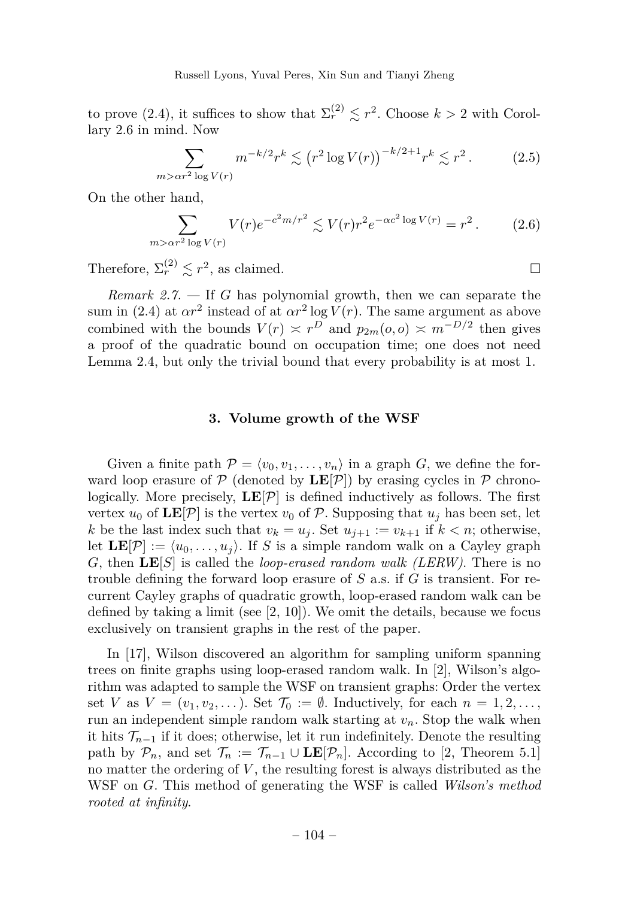to prove (2.4), it suffices to show that $\Sigma_r^{(2)} \lesssim r^2$. Choose $k > 2$ with Corollary 2.6 in mind. Now

$$\sum_{m > \alpha r^2 \log V(r)} m^{-k/2} r^k \lesssim \left(r^2 \log V(r)\right)^{-k/2+1} r^k \lesssim r^2 \,. \tag{2.5}$$

On the other hand,

$$\sum_{m > \alpha r^2 \log V(r)} V(r) e^{-c^2 m / r^2} \lesssim V(r) r^2 e^{-\alpha c^2 \log V(r)} = r^2 \,. \tag{2.6}$$

Therefore, $\Sigma_r^{(2)} \lesssim r^2$, as claimed. □

*Remark 2.7.* — If $G$ has polynomial growth, then we can separate the sum in (2.4) at $\alpha r^2$ instead of at $\alpha r^2 \log V(r)$. The same argument as above combined with the bounds $V(r) \asymp r^D$ and $p_{2m}(o, o) \asymp m^{-D/2}$ then gives a proof of the quadratic bound on occupation time; one does not need Lemma 2.4, but only the trivial bound that every probability is at most 1.

## 3. Volume growth of the WSF

Given a finite path $\mathcal{P} = \langle v_0, v_1, \ldots, v_n \rangle$ in a graph $G$, we define the forward loop erasure of $\mathcal{P}$ (denoted by $\mathbf{LE}[\mathcal{P}]$) by erasing cycles in $\mathcal{P}$ chronologically. More precisely, $\mathbf{LE}[\mathcal{P}]$ is defined inductively as follows. The first vertex $u_0$ of $\mathbf{LE}[\mathcal{P}]$ is the vertex $v_0$ of $\mathcal{P}$. Supposing that $u_j$ has been set, let $k$ be the last index such that $v_k = u_j$. Set $u_{j+1} := v_{k+1}$ if $k < n$; otherwise, let $\mathbf{LE}[\mathcal{P}] := \langle u_0, \ldots, u_j \rangle$. If $S$ is a simple random walk on a Cayley graph $G$, then $\mathbf{LE}[S]$ is called the *loop-erased random walk (LERW)*. There is no trouble defining the forward loop erasure of $S$ a.s. if $G$ is transient. For recurrent Cayley graphs of quadratic growth, loop-erased random walk can be defined by taking a limit (see [2, 10]). We omit the details, because we focus exclusively on transient graphs in the rest of the paper.

In [17], Wilson discovered an algorithm for sampling uniform spanning trees on finite graphs using loop-erased random walk. In [2], Wilson's algorithm was adapted to sample the WSF on transient graphs: Order the vertex set $V$ as $V = (v_1, v_2, \ldots)$. Set $\mathcal{T}_0 := \emptyset$. Inductively, for each $n = 1, 2, \ldots$, run an independent simple random walk starting at $v_n$. Stop the walk when it hits $\mathcal{T}_{n-1}$ if it does; otherwise, let it run indefinitely. Denote the resulting path by $\mathcal{P}_n$, and set $\mathcal{T}_n := \mathcal{T}_{n-1} \cup \mathbf{LE}[\mathcal{P}_n]$. According to [2, Theorem 5.1] no matter the ordering of $V$, the resulting forest is always distributed as the WSF on $G$. This method of generating the WSF is called *Wilson's method rooted at infinity*.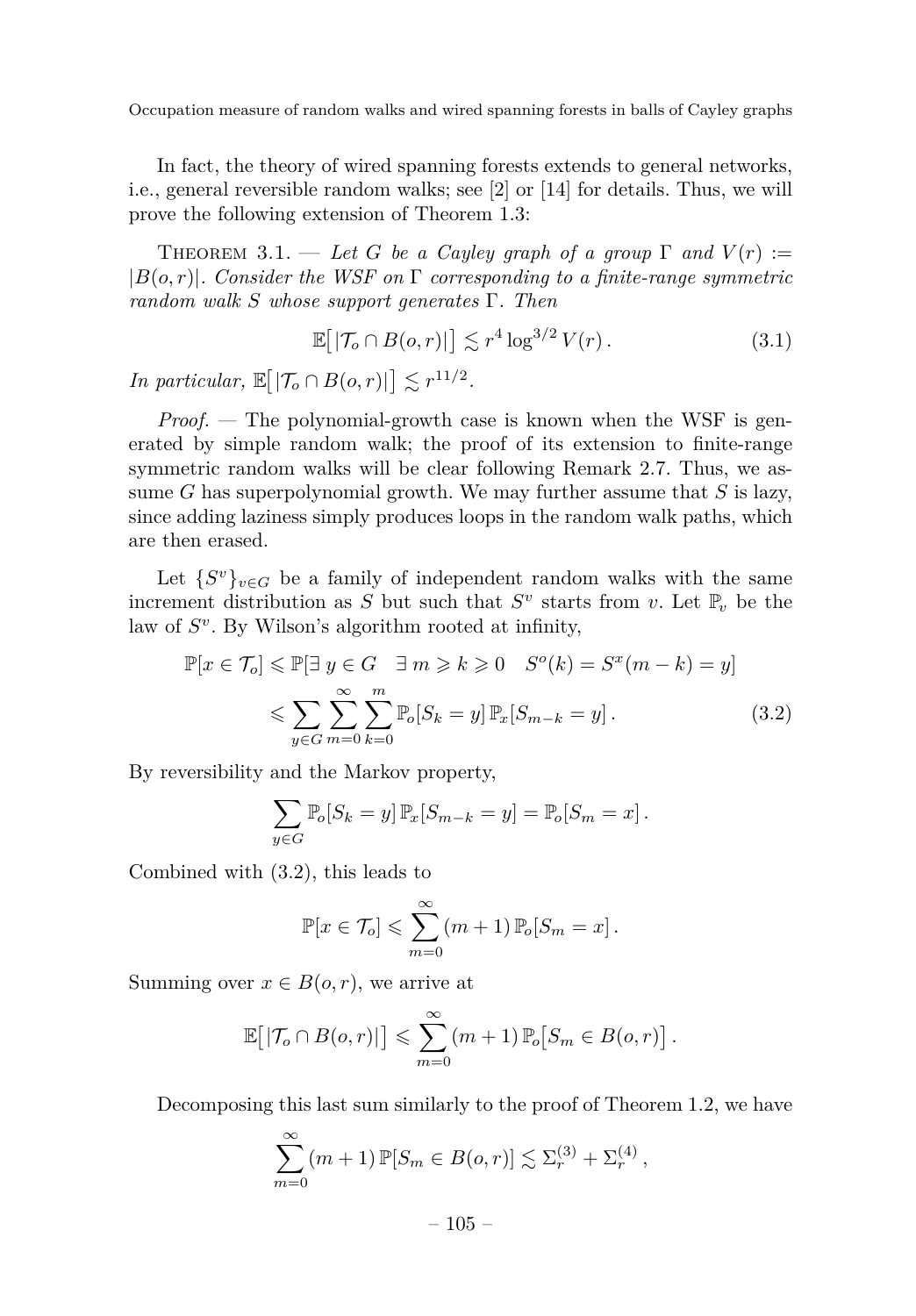In fact, the theory of wired spanning forests extends to general networks, i.e., general reversible random walks; see [2] or [14] for details. Thus, we will prove the following extension of Theorem 1.3:

Theorem 3.1. — *Let $G$ be a Cayley graph of a group $\Gamma$ and $V(r) := |B(o,r)|$. Consider the WSF on $\Gamma$ corresponding to a finite-range symmetric random walk $S$ whose support generates $\Gamma$. Then*

$$\mathbb{E}\big[|\mathcal{T}_o \cap B(o,r)|\big] \lesssim r^4 \log^{3/2} V(r)\,. \tag{3.1}$$

*In particular,* $\mathbb{E}\big[|\mathcal{T}_o \cap B(o,r)|\big] \lesssim r^{11/2}$.

*Proof.* — The polynomial-growth case is known when the WSF is generated by simple random walk; the proof of its extension to finite-range symmetric random walks will be clear following Remark 2.7. Thus, we assume $G$ has superpolynomial growth. We may further assume that $S$ is lazy, since adding laziness simply produces loops in the random walk paths, which are then erased.

Let $\{S^v\}_{v\in G}$ be a family of independent random walks with the same increment distribution as $S$ but such that $S^v$ starts from $v$. Let $\mathbb{P}_v$ be the law of $S^v$. By Wilson's algorithm rooted at infinity,

$$\begin{aligned}
\mathbb{P}[x \in \mathcal{T}_o] &\leqslant \mathbb{P}[\exists\, y \in G \quad \exists\, m \geqslant k \geqslant 0 \quad S^o(k) = S^x(m-k) = y] \\
&\leqslant \sum_{y\in G} \sum_{m=0}^{\infty} \sum_{k=0}^{m} \mathbb{P}_o[S_k = y]\, \mathbb{P}_x[S_{m-k} = y]\,.
\end{aligned} \tag{3.2}$$

By reversibility and the Markov property,

$$\sum_{y\in G} \mathbb{P}_o[S_k = y]\, \mathbb{P}_x[S_{m-k} = y] = \mathbb{P}_o[S_m = x]\,.$$

Combined with (3.2), this leads to

$$\mathbb{P}[x \in \mathcal{T}_o] \leqslant \sum_{m=0}^{\infty} (m+1)\, \mathbb{P}_o[S_m = x]\,.$$

Summing over $x \in B(o,r)$, we arrive at

$$\mathbb{E}\big[|\mathcal{T}_o \cap B(o,r)|\big] \leqslant \sum_{m=0}^{\infty} (m+1)\, \mathbb{P}_o\big[S_m \in B(o,r)\big]\,.$$

Decomposing this last sum similarly to the proof of Theorem 1.2, we have

$$\sum_{m=0}^{\infty} (m+1)\, \mathbb{P}[S_m \in B(o,r)] \lesssim \Sigma_r^{(3)} + \Sigma_r^{(4)}\,,$$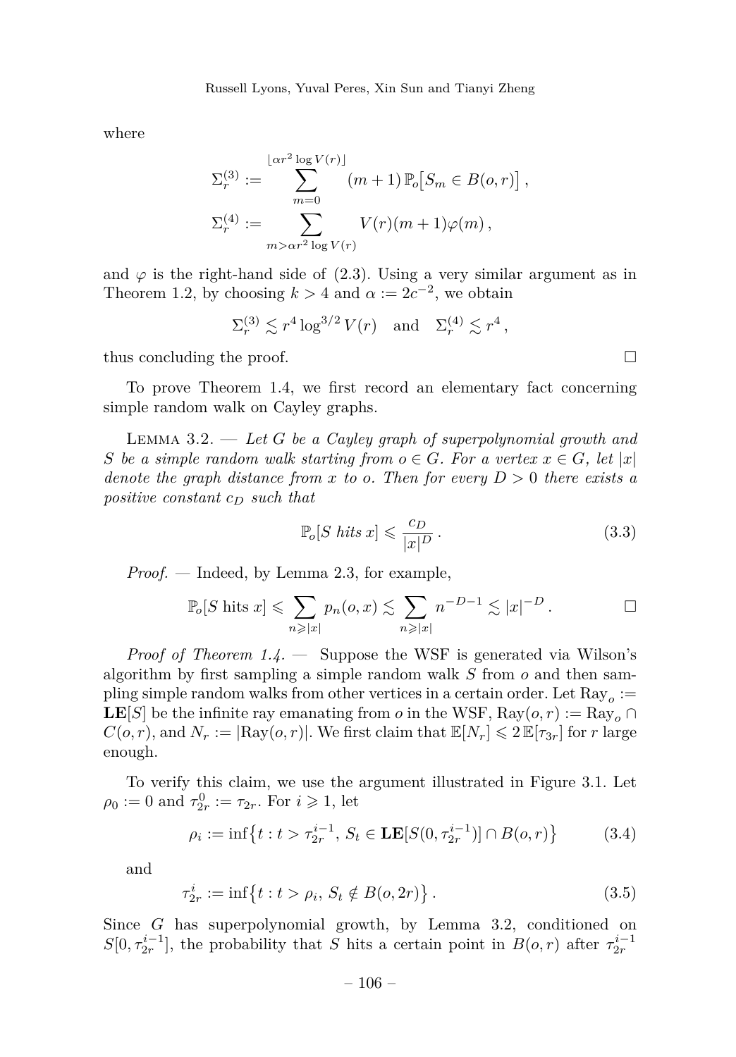where

$$\Sigma_r^{(3)} := \sum_{m=0}^{\lfloor \alpha r^2 \log V(r) \rfloor} (m+1)\,\mathbb{P}_o\big[S_m \in B(o,r)\big]\,,$$

$$\Sigma_r^{(4)} := \sum_{m > \alpha r^2 \log V(r)} V(r)(m+1)\varphi(m)\,,$$

and $\varphi$ is the right-hand side of (2.3). Using a very similar argument as in Theorem 1.2, by choosing $k > 4$ and $\alpha := 2c^{-2}$, we obtain

$$\Sigma_r^{(3)} \lesssim r^4 \log^{3/2} V(r) \quad \text{and} \quad \Sigma_r^{(4)} \lesssim r^4\,,$$

thus concluding the proof. □

To prove Theorem 1.4, we first record an elementary fact concerning simple random walk on Cayley graphs.

Lemma 3.2. — *Let $G$ be a Cayley graph of superpolynomial growth and $S$ be a simple random walk starting from $o \in G$. For a vertex $x \in G$, let $|x|$ denote the graph distance from $x$ to $o$. Then for every $D > 0$ there exists a positive constant $c_D$ such that*

$$\mathbb{P}_o[S \text{ hits } x] \leqslant \frac{c_D}{|x|^D}\,. \tag{3.3}$$

*Proof.* — Indeed, by Lemma 2.3, for example,

$$\mathbb{P}_o[S \text{ hits } x] \leqslant \sum_{n \geqslant |x|} p_n(o,x) \lesssim \sum_{n \geqslant |x|} n^{-D-1} \lesssim |x|^{-D}\,.$$

□

*Proof of Theorem 1.4.* — Suppose the WSF is generated via Wilson's algorithm by first sampling a simple random walk $S$ from $o$ and then sampling simple random walks from other vertices in a certain order. Let $\mathrm{Ray}_o := \mathbf{LE}[S]$ be the infinite ray emanating from $o$ in the WSF, $\mathrm{Ray}(o,r) := \mathrm{Ray}_o \cap C(o,r)$, and $N_r := |\mathrm{Ray}(o,r)|$. We first claim that $\mathbb{E}[N_r] \leqslant 2\,\mathbb{E}[\tau_{3r}]$ for $r$ large enough.

To verify this claim, we use the argument illustrated in Figure 3.1. Let $\rho_0 := 0$ and $\tau_{2r}^0 := \tau_{2r}$. For $i \geqslant 1$, let

$$\rho_i := \inf\big\{t : t > \tau_{2r}^{i-1},\, S_t \in \mathbf{LE}[S(0,\tau_{2r}^{i-1})] \cap B(o,r)\big\} \tag{3.4}$$

and

$$\tau_{2r}^i := \inf\big\{t : t > \rho_i,\, S_t \notin B(o,2r)\big\}\,. \tag{3.5}$$

Since $G$ has superpolynomial growth, by Lemma 3.2, conditioned on $S[0,\tau_{2r}^{i-1}]$, the probability that $S$ hits a certain point in $B(o,r)$ after $\tau_{2r}^{i-1}$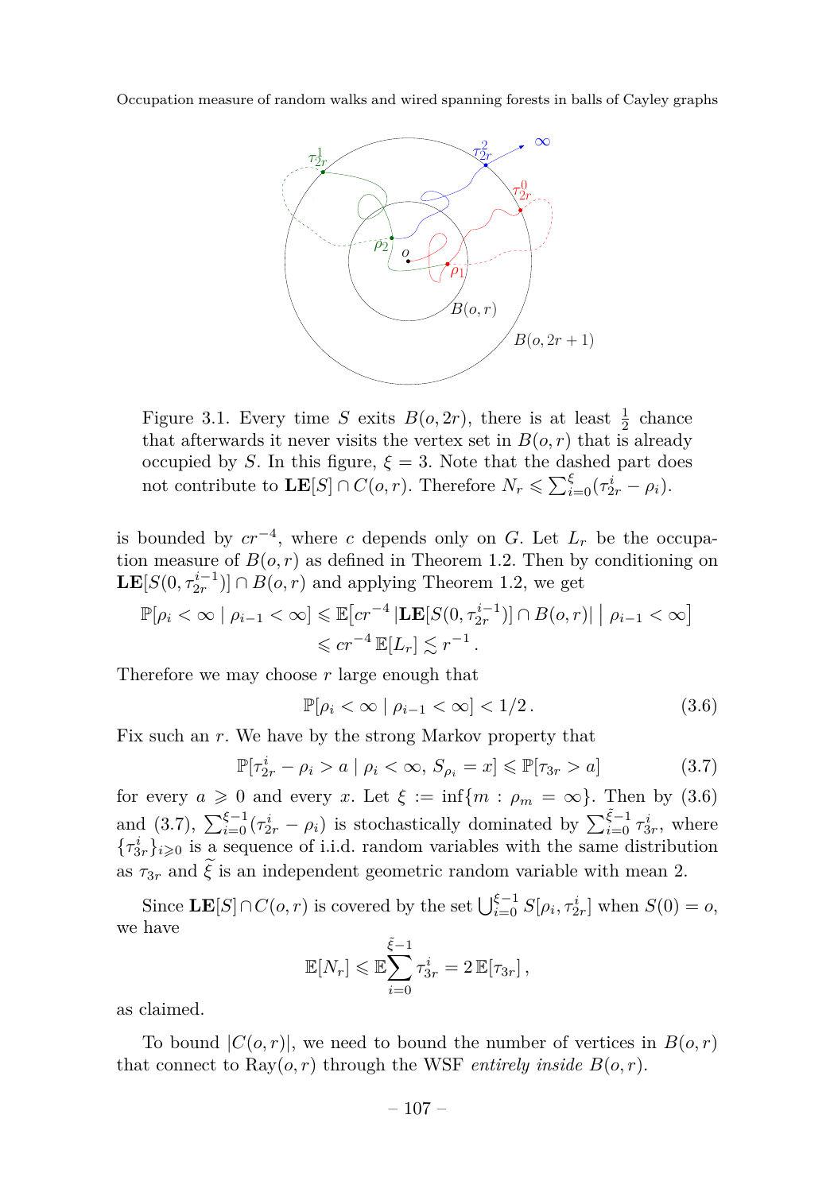Figure 3.1. Every time $S$ exits $B(o,2r)$, there is at least $\frac{1}{2}$ chance that afterwards it never visits the vertex set in $B(o,r)$ that is already occupied by $S$. In this figure, $\xi = 3$. Note that the dashed part does not contribute to $\mathbf{LE}[S] \cap C(o,r)$. Therefore $N_r \leqslant \sum_{i=0}^{\xi}(\tau_{2r}^i - \rho_i)$.

is bounded by $cr^{-4}$, where $c$ depends only on $G$. Let $L_r$ be the occupation measure of $B(o,r)$ as defined in Theorem 1.2. Then by conditioning on $\mathbf{LE}[S(0,\tau_{2r}^{i-1})] \cap B(o,r)$ and applying Theorem 1.2, we get

$$\mathbb{P}[\rho_i < \infty \mid \rho_{i-1} < \infty] \leqslant \mathbb{E}\big[cr^{-4}\,|\mathbf{LE}[S(0,\tau_{2r}^{i-1})] \cap B(o,r)| \;\big|\; \rho_{i-1} < \infty\big]$$
$$\leqslant cr^{-4}\,\mathbb{E}[L_r] \lesssim r^{-1}\,.$$

Therefore we may choose $r$ large enough that

$$\mathbb{P}[\rho_i < \infty \mid \rho_{i-1} < \infty] < 1/2\,. \tag{3.6}$$

Fix such an $r$. We have by the strong Markov property that

$$\mathbb{P}[\tau_{2r}^i - \rho_i > a \mid \rho_i < \infty,\, S_{\rho_i} = x] \leqslant \mathbb{P}[\tau_{3r} > a] \tag{3.7}$$

for every $a \geqslant 0$ and every $x$. Let $\xi := \inf\{m : \rho_m = \infty\}$. Then by (3.6) and (3.7), $\sum_{i=0}^{\xi-1}(\tau_{2r}^i - \rho_i)$ is stochastically dominated by $\sum_{i=0}^{\tilde{\xi}-1}\tau_{3r}^i$, where $\{\tau_{3r}^i\}_{i\geqslant 0}$ is a sequence of i.i.d. random variables with the same distribution as $\tau_{3r}$ and $\widetilde{\xi}$ is an independent geometric random variable with mean 2.

Since $\mathbf{LE}[S] \cap C(o,r)$ is covered by the set $\bigcup_{i=0}^{\xi-1} S[\rho_i, \tau_{2r}^i]$ when $S(0) = o$, we have

$$\mathbb{E}[N_r] \leqslant \mathbb{E}\sum_{i=0}^{\tilde{\xi}-1}\tau_{3r}^i = 2\,\mathbb{E}[\tau_{3r}]\,,$$

as claimed.

To bound $|C(o,r)|$, we need to bound the number of vertices in $B(o,r)$ that connect to $\mathrm{Ray}(o,r)$ through the WSF *entirely inside* $B(o,r)$.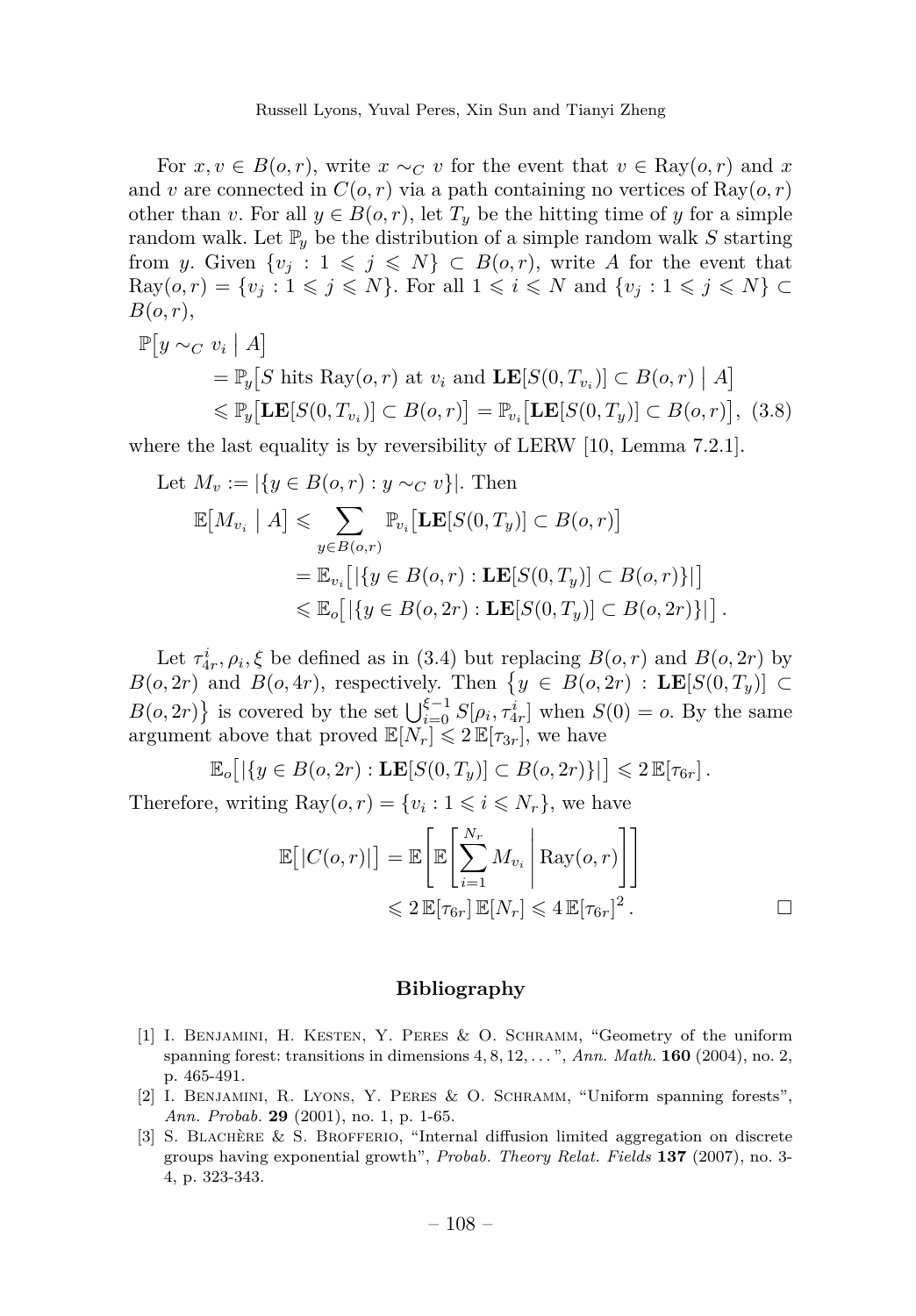For $x, v \in B(o,r)$, write $x \sim_C v$ for the event that $v \in \text{Ray}(o,r)$ and $x$ and $v$ are connected in $C(o,r)$ via a path containing no vertices of $\text{Ray}(o,r)$ other than $v$. For all $y \in B(o,r)$, let $T_y$ be the hitting time of $y$ for a simple random walk. Let $\mathbb{P}_y$ be the distribution of a simple random walk $S$ starting from $y$. Given $\{v_j : 1 \leqslant j \leqslant N\} \subset B(o,r)$, write $A$ for the event that $\text{Ray}(o,r) = \{v_j : 1 \leqslant j \leqslant N\}$. For all $1 \leqslant i \leqslant N$ and $\{v_j : 1 \leqslant j \leqslant N\} \subset B(o,r)$,

$$
\begin{aligned}
\mathbb{P}\big[y \sim_C v_i \bigm| A\big] \\
&= \mathbb{P}_y\big[S \text{ hits } \text{Ray}(o,r) \text{ at } v_i \text{ and } \mathbf{LE}[S(0,T_{v_i})] \subset B(o,r) \bigm| A\big] \\
&\leqslant \mathbb{P}_y\big[\mathbf{LE}[S(0,T_{v_i})] \subset B(o,r)\big] = \mathbb{P}_{v_i}\big[\mathbf{LE}[S(0,T_y)] \subset B(o,r)\big], \quad (3.8)
\end{aligned}
$$

where the last equality is by reversibility of LERW [10, Lemma 7.2.1].

Let $M_v := |\{y \in B(o,r) : y \sim_C v\}|$. Then

$$
\begin{aligned}
\mathbb{E}\big[M_{v_i} \bigm| A\big] &\leqslant \sum_{y \in B(o,r)} \mathbb{P}_{v_i}\big[\mathbf{LE}[S(0,T_y)] \subset B(o,r)\big] \\
&= \mathbb{E}_{v_i}\big[|\{y \in B(o,r) : \mathbf{LE}[S(0,T_y)] \subset B(o,r)\}|\big] \\
&\leqslant \mathbb{E}_o\big[|\{y \in B(o,2r) : \mathbf{LE}[S(0,T_y)] \subset B(o,2r)\}|\big].
\end{aligned}
$$

Let $\tau^i_{4r}, \rho_i, \xi$ be defined as in (3.4) but replacing $B(o,r)$ and $B(o,2r)$ by $B(o,2r)$ and $B(o,4r)$, respectively. Then $\{y \in B(o,2r) : \mathbf{LE}[S(0,T_y)] \subset B(o,2r)\}$ is covered by the set $\bigcup_{i=0}^{\xi-1} S[\rho_i, \tau^i_{4r}]$ when $S(0) = o$. By the same argument above that proved $\mathbb{E}[N_r] \leqslant 2\,\mathbb{E}[\tau_{3r}]$, we have

$$
\mathbb{E}_o\big[|\{y \in B(o,2r) : \mathbf{LE}[S(0,T_y)] \subset B(o,2r)\}|\big] \leqslant 2\,\mathbb{E}[\tau_{6r}].
$$

Therefore, writing $\text{Ray}(o,r) = \{v_i : 1 \leqslant i \leqslant N_r\}$, we have

$$
\begin{aligned}
\mathbb{E}\big[|C(o,r)|\big] &= \mathbb{E}\left[\mathbb{E}\left[\sum_{i=1}^{N_r} M_{v_i} \,\middle|\, \text{Ray}(o,r)\right]\right] \\
&\leqslant 2\,\mathbb{E}[\tau_{6r}]\,\mathbb{E}[N_r] \leqslant 4\,\mathbb{E}[\tau_{6r}]^2. \qquad \square
\end{aligned}
$$

## Bibliography

[1] I. Benjamini, H. Kesten, Y. Peres & O. Schramm, "Geometry of the uniform spanning forest: transitions in dimensions 4, 8, 12, . . . ", *Ann. Math.* **160** (2004), no. 2, p. 465-491.

[2] I. Benjamini, R. Lyons, Y. Peres & O. Schramm, "Uniform spanning forests", *Ann. Probab.* **29** (2001), no. 1, p. 1-65.

[3] S. Blachère & S. Brofferio, "Internal diffusion limited aggregation on discrete groups having exponential growth", *Probab. Theory Relat. Fields* **137** (2007), no. 3-4, p. 323-343.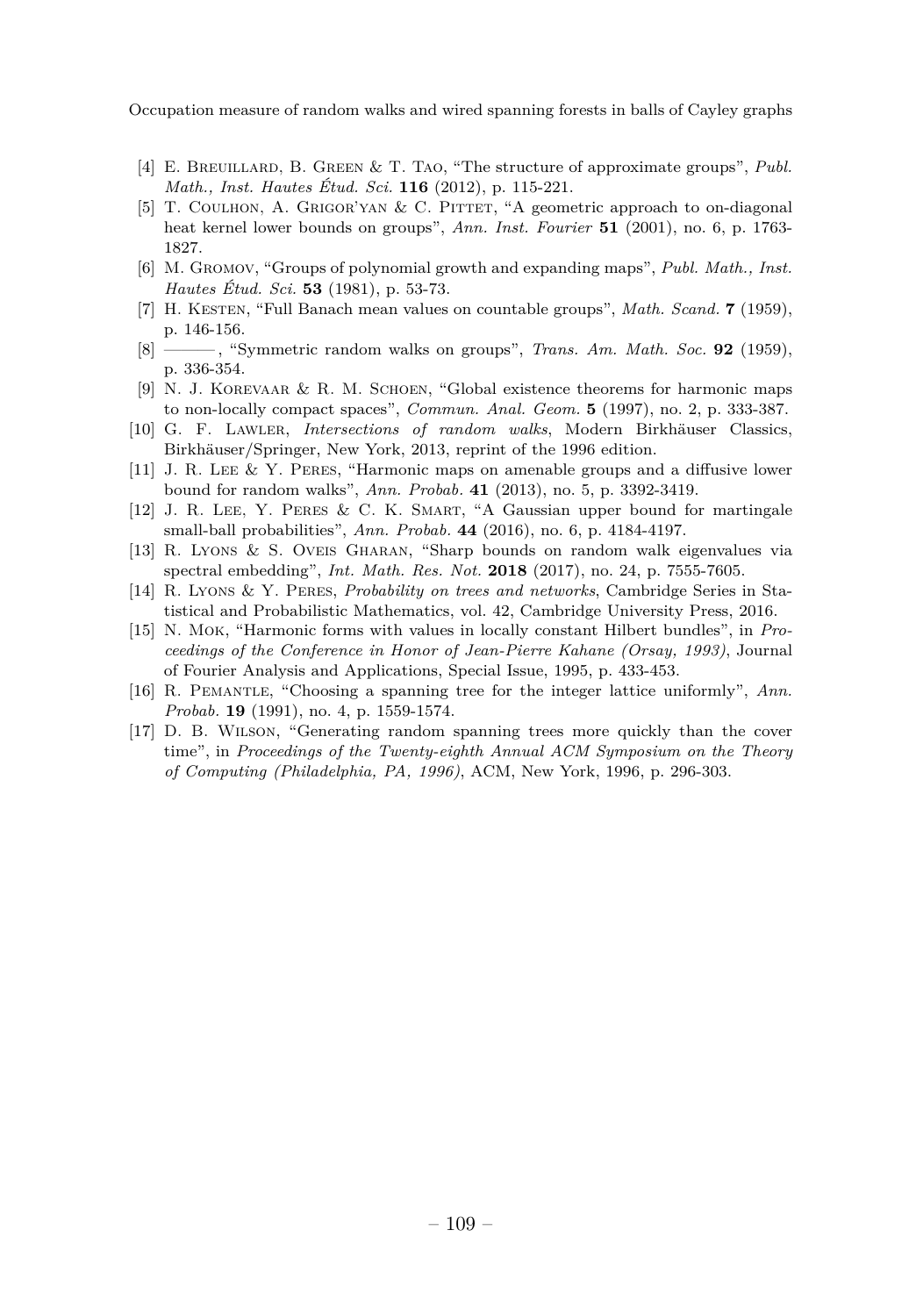[4] E. Breuillard, B. Green & T. Tao, "The structure of approximate groups", *Publ. Math., Inst. Hautes Étud. Sci.* **116** (2012), p. 115-221.

[5] T. Coulhon, A. Grigor'yan & C. Pittet, "A geometric approach to on-diagonal heat kernel lower bounds on groups", *Ann. Inst. Fourier* **51** (2001), no. 6, p. 1763-1827.

[6] M. Gromov, "Groups of polynomial growth and expanding maps", *Publ. Math., Inst. Hautes Étud. Sci.* **53** (1981), p. 53-73.

[7] H. Kesten, "Full Banach mean values on countable groups", *Math. Scand.* **7** (1959), p. 146-156.

[8] ———, "Symmetric random walks on groups", *Trans. Am. Math. Soc.* **92** (1959), p. 336-354.

[9] N. J. Korevaar & R. M. Schoen, "Global existence theorems for harmonic maps to non-locally compact spaces", *Commun. Anal. Geom.* **5** (1997), no. 2, p. 333-387.

[10] G. F. Lawler, *Intersections of random walks*, Modern Birkhäuser Classics, Birkhäuser/Springer, New York, 2013, reprint of the 1996 edition.

[11] J. R. Lee & Y. Peres, "Harmonic maps on amenable groups and a diffusive lower bound for random walks", *Ann. Probab.* **41** (2013), no. 5, p. 3392-3419.

[12] J. R. Lee, Y. Peres & C. K. Smart, "A Gaussian upper bound for martingale small-ball probabilities", *Ann. Probab.* **44** (2016), no. 6, p. 4184-4197.

[13] R. Lyons & S. Oveis Gharan, "Sharp bounds on random walk eigenvalues via spectral embedding", *Int. Math. Res. Not.* **2018** (2017), no. 24, p. 7555-7605.

[14] R. Lyons & Y. Peres, *Probability on trees and networks*, Cambridge Series in Statistical and Probabilistic Mathematics, vol. 42, Cambridge University Press, 2016.

[15] N. Mok, "Harmonic forms with values in locally constant Hilbert bundles", in *Proceedings of the Conference in Honor of Jean-Pierre Kahane (Orsay, 1993)*, Journal of Fourier Analysis and Applications, Special Issue, 1995, p. 433-453.

[16] R. Pemantle, "Choosing a spanning tree for the integer lattice uniformly", *Ann. Probab.* **19** (1991), no. 4, p. 1559-1574.

[17] D. B. Wilson, "Generating random spanning trees more quickly than the cover time", in *Proceedings of the Twenty-eighth Annual ACM Symposium on the Theory of Computing (Philadelphia, PA, 1996)*, ACM, New York, 1996, p. 296-303.